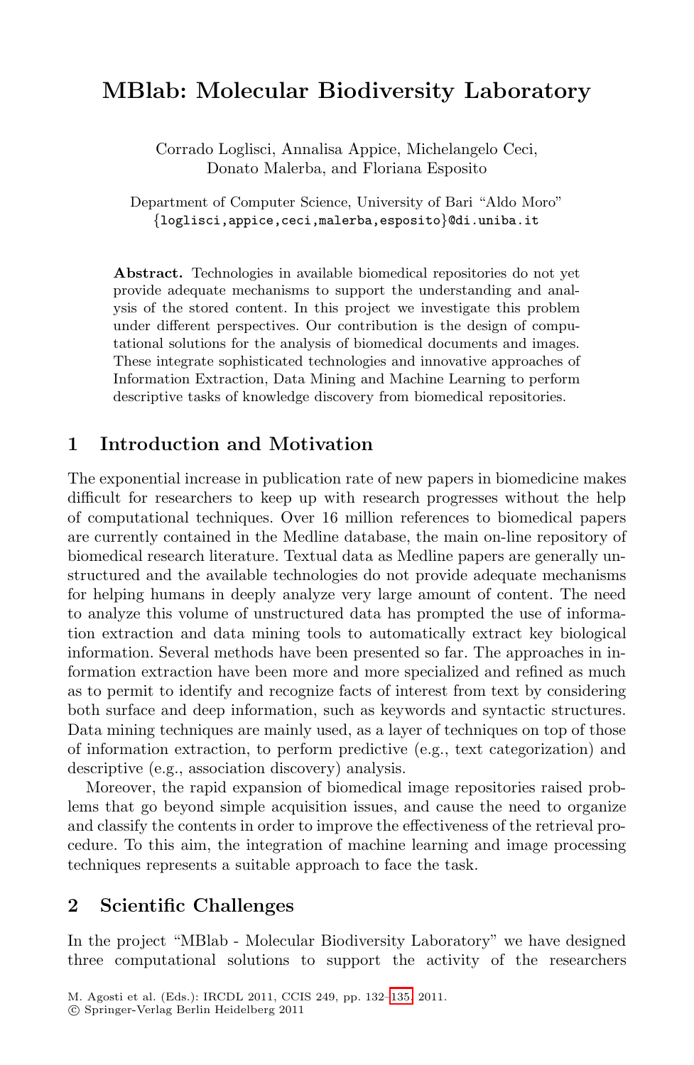# MBlab: Molecular Biodiversity Laboratory

Corrado Loglisci, Annalisa Appice, Michelangelo Ceci, Donato Malerba, and Floriana Esposito

Department of Computer Science, University of Bari "Aldo Moro"
{loglisci,appice,ceci,malerba,esposito}@di.uniba.it

**Abstract.** Technologies in available biomedical repositories do not yet provide adequate mechanisms to support the understanding and analysis of the stored content. In this project we investigate this problem under different perspectives. Our contribution is the design of computational solutions for the analysis of biomedical documents and images. These integrate sophisticated technologies and innovative approaches of Information Extraction, Data Mining and Machine Learning to perform descriptive tasks of knowledge discovery from biomedical repositories.

## 1 Introduction and Motivation

The exponential increase in publication rate of new papers in biomedicine makes difficult for researchers to keep up with research progresses without the help of computational techniques. Over 16 million references to biomedical papers are currently contained in the Medline database, the main on-line repository of biomedical research literature. Textual data as Medline papers are generally unstructured and the available technologies do not provide adequate mechanisms for helping humans in deeply analyze very large amount of content. The need to analyze this volume of unstructured data has prompted the use of information extraction and data mining tools to automatically extract key biological information. Several methods have been presented so far. The approaches in information extraction have been more and more specialized and refined as much as to permit to identify and recognize facts of interest from text by considering both surface and deep information, such as keywords and syntactic structures. Data mining techniques are mainly used, as a layer of techniques on top of those of information extraction, to perform predictive (e.g., text categorization) and descriptive (e.g., association discovery) analysis.

Moreover, the rapid expansion of biomedical image repositories raised problems that go beyond simple acquisition issues, and cause the need to organize and classify the contents in order to improve the effectiveness of the retrieval procedure. To this aim, the integration of machine learning and image processing techniques represents a suitable approach to face the task.

## 2 Scientific Challenges

In the project "MBlab - Molecular Biodiversity Laboratory" we have designed three computational solutions to support the activity of the researchers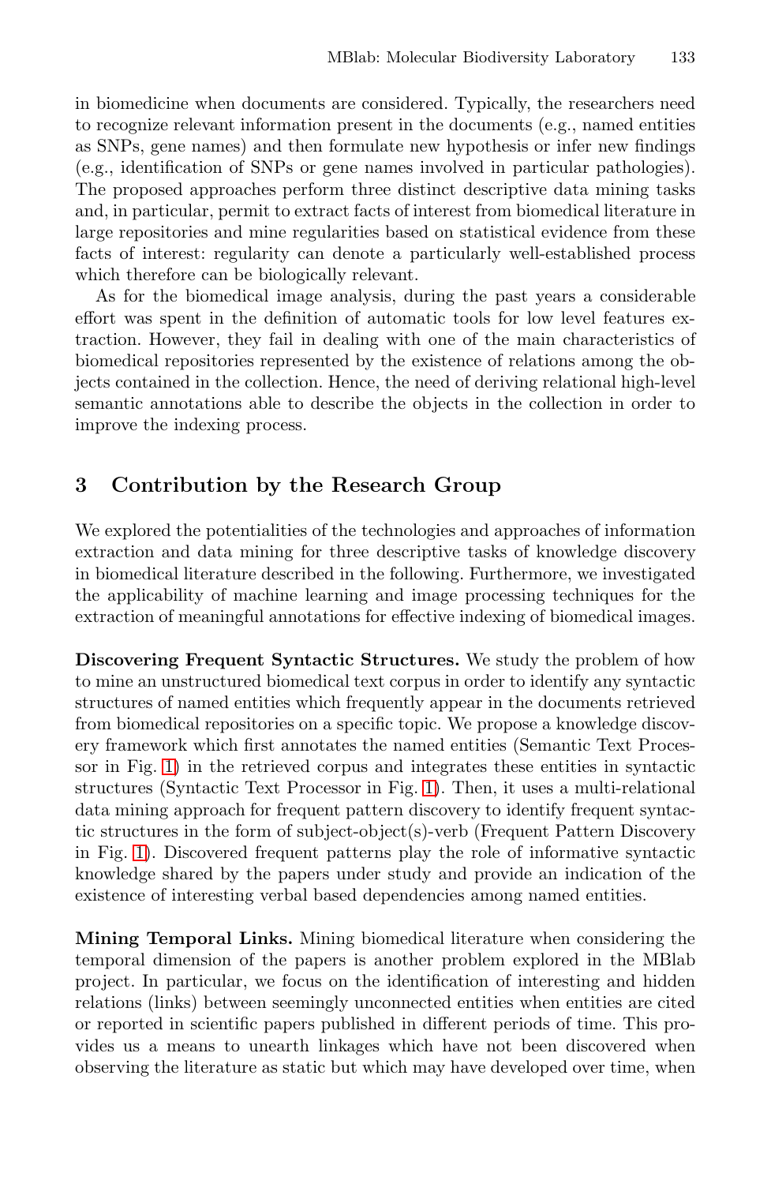in biomedicine when documents are considered. Typically, the researchers need to recognize relevant information present in the documents (e.g., named entities as SNPs, gene names) and then formulate new hypothesis or infer new findings (e.g., identification of SNPs or gene names involved in particular pathologies). The proposed approaches perform three distinct descriptive data mining tasks and, in particular, permit to extract facts of interest from biomedical literature in large repositories and mine regularities based on statistical evidence from these facts of interest: regularity can denote a particularly well-established process which therefore can be biologically relevant.

As for the biomedical image analysis, during the past years a considerable effort was spent in the definition of automatic tools for low level features extraction. However, they fail in dealing with one of the main characteristics of biomedical repositories represented by the existence of relations among the objects contained in the collection. Hence, the need of deriving relational high-level semantic annotations able to describe the objects in the collection in order to improve the indexing process.

## 3 Contribution by the Research Group

We explored the potentialities of the technologies and approaches of information extraction and data mining for three descriptive tasks of knowledge discovery in biomedical literature described in the following. Furthermore, we investigated the applicability of machine learning and image processing techniques for the extraction of meaningful annotations for effective indexing of biomedical images.

**Discovering Frequent Syntactic Structures.** We study the problem of how to mine an unstructured biomedical text corpus in order to identify any syntactic structures of named entities which frequently appear in the documents retrieved from biomedical repositories on a specific topic. We propose a knowledge discovery framework which first annotates the named entities (Semantic Text Processor in Fig. 1) in the retrieved corpus and integrates these entities in syntactic structures (Syntactic Text Processor in Fig. 1). Then, it uses a multi-relational data mining approach for frequent pattern discovery to identify frequent syntactic structures in the form of subject-object(s)-verb (Frequent Pattern Discovery in Fig. 1). Discovered frequent patterns play the role of informative syntactic knowledge shared by the papers under study and provide an indication of the existence of interesting verbal based dependencies among named entities.

**Mining Temporal Links.** Mining biomedical literature when considering the temporal dimension of the papers is another problem explored in the MBlab project. In particular, we focus on the identification of interesting and hidden relations (links) between seemingly unconnected entities when entities are cited or reported in scientific papers published in different periods of time. This provides us a means to unearth linkages which have not been discovered when observing the literature as static but which may have developed over time, when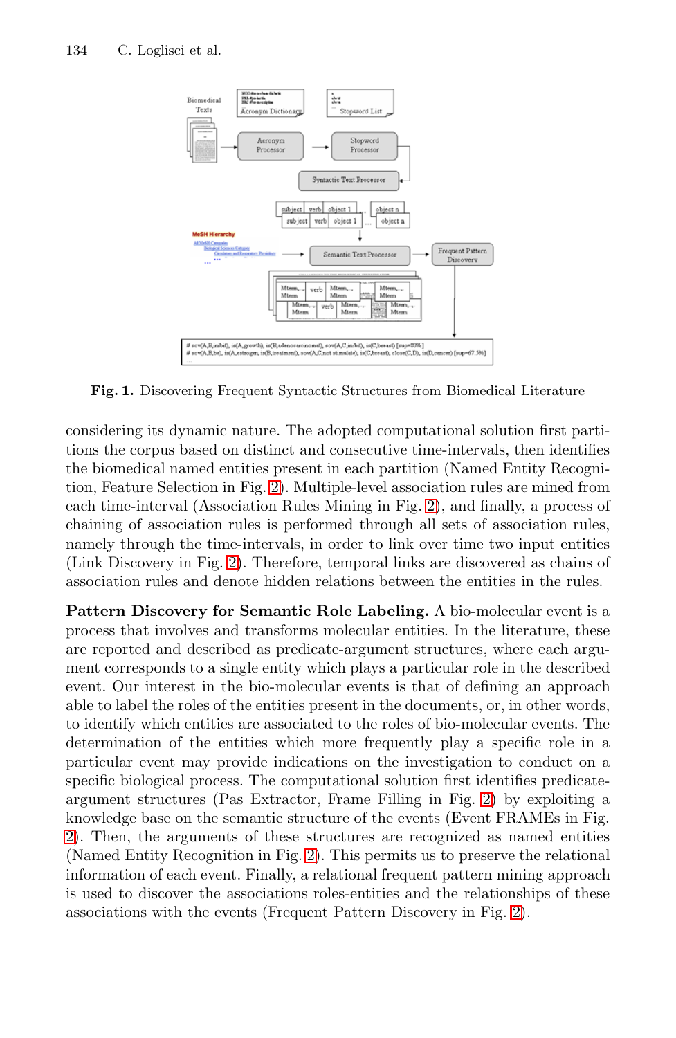**Fig. 1.** Discovering Frequent Syntactic Structures from Biomedical Literature

considering its dynamic nature. The adopted computational solution first partitions the corpus based on distinct and consecutive time-intervals, then identifies the biomedical named entities present in each partition (Named Entity Recognition, Feature Selection in Fig. 2). Multiple-level association rules are mined from each time-interval (Association Rules Mining in Fig. 2), and finally, a process of chaining of association rules is performed through all sets of association rules, namely through the time-intervals, in order to link over time two input entities (Link Discovery in Fig. 2). Therefore, temporal links are discovered as chains of association rules and denote hidden relations between the entities in the rules.

**Pattern Discovery for Semantic Role Labeling.** A bio-molecular event is a process that involves and transforms molecular entities. In the literature, these are reported and described as predicate-argument structures, where each argument corresponds to a single entity which plays a particular role in the described event. Our interest in the bio-molecular events is that of defining an approach able to label the roles of the entities present in the documents, or, in other words, to identify which entities are associated to the roles of bio-molecular events. The determination of the entities which more frequently play a specific role in a particular event may provide indications on the investigation to conduct on a specific biological process. The computational solution first identifies predicate-argument structures (Pas Extractor, Frame Filling in Fig. 2) by exploiting a knowledge base on the semantic structure of the events (Event FRAMEs in Fig. 2). Then, the arguments of these structures are recognized as named entities (Named Entity Recognition in Fig. 2). This permits us to preserve the relational information of each event. Finally, a relational frequent pattern mining approach is used to discover the associations roles-entities and the relationships of these associations with the events (Frequent Pattern Discovery in Fig. 2).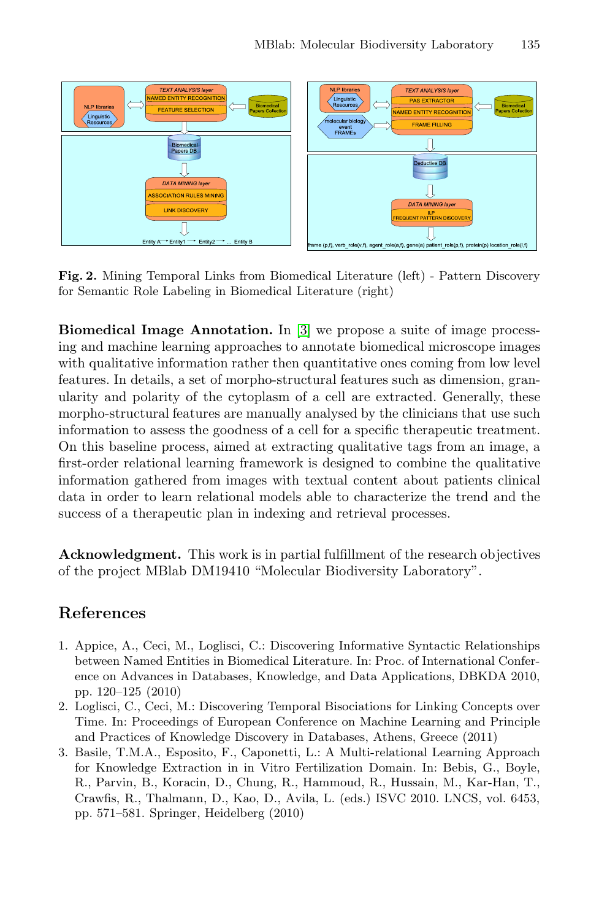Fig. 2. Mining Temporal Links from Biomedical Literature (left) - Pattern Discovery for Semantic Role Labeling in Biomedical Literature (right)

**Biomedical Image Annotation.** In [3] we propose a suite of image processing and machine learning approaches to annotate biomedical microscope images with qualitative information rather then quantitative ones coming from low level features. In details, a set of morpho-structural features such as dimension, granularity and polarity of the cytoplasm of a cell are extracted. Generally, these morpho-structural features are manually analysed by the clinicians that use such information to assess the goodness of a cell for a specific therapeutic treatment. On this baseline process, aimed at extracting qualitative tags from an image, a first-order relational learning framework is designed to combine the qualitative information gathered from images with textual content about patients clinical data in order to learn relational models able to characterize the trend and the success of a therapeutic plan in indexing and retrieval processes.

**Acknowledgment.** This work is in partial fulfillment of the research objectives of the project MBlab DM19410 "Molecular Biodiversity Laboratory".

## References

1. Appice, A., Ceci, M., Loglisci, C.: Discovering Informative Syntactic Relationships between Named Entities in Biomedical Literature. In: Proc. of International Conference on Advances in Databases, Knowledge, and Data Applications, DBKDA 2010, pp. 120–125 (2010)
2. Loglisci, C., Ceci, M.: Discovering Temporal Bisociations for Linking Concepts over Time. In: Proceedings of European Conference on Machine Learning and Principle and Practices of Knowledge Discovery in Databases, Athens, Greece (2011)
3. Basile, T.M.A., Esposito, F., Caponetti, L.: A Multi-relational Learning Approach for Knowledge Extraction in in Vitro Fertilization Domain. In: Bebis, G., Boyle, R., Parvin, B., Koracin, D., Chung, R., Hammoud, R., Hussain, M., Kar-Han, T., Crawfis, R., Thalmann, D., Kao, D., Avila, L. (eds.) ISVC 2010. LNCS, vol. 6453, pp. 571–581. Springer, Heidelberg (2010)